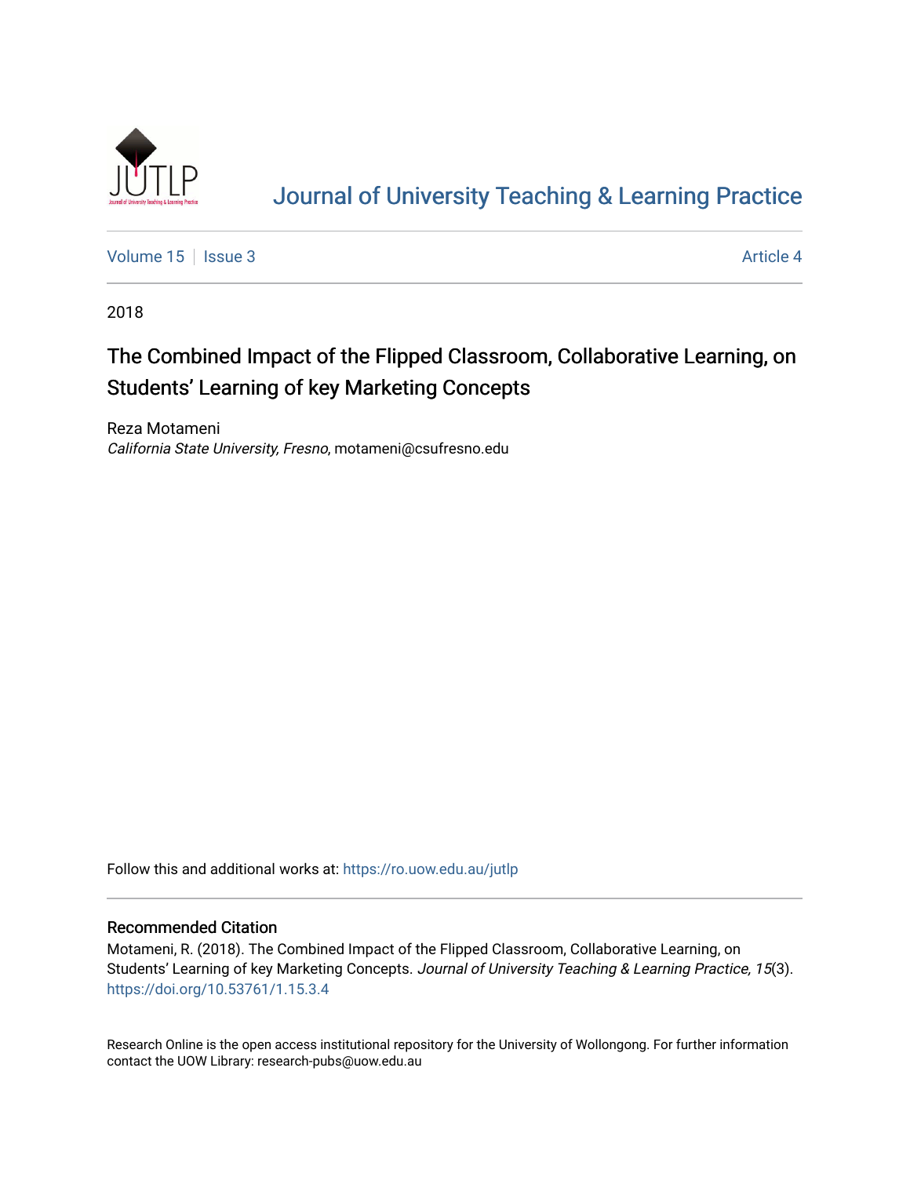# Journal of University Teaching & Learning Practice

Volume 15 | Issue 3 | Article 4

2018

## The Combined Impact of the Flipped Classroom, Collaborative Learning, on Students' Learning of key Marketing Concepts

Reza Motameni
*California State University, Fresno*, motameni@csufresno.edu

Follow this and additional works at: https://ro.uow.edu.au/jutlp

### Recommended Citation

Motameni, R. (2018). The Combined Impact of the Flipped Classroom, Collaborative Learning, on Students' Learning of key Marketing Concepts. *Journal of University Teaching & Learning Practice, 15*(3). https://doi.org/10.53761/1.15.3.4

Research Online is the open access institutional repository for the University of Wollongong. For further information contact the UOW Library: research-pubs@uow.edu.au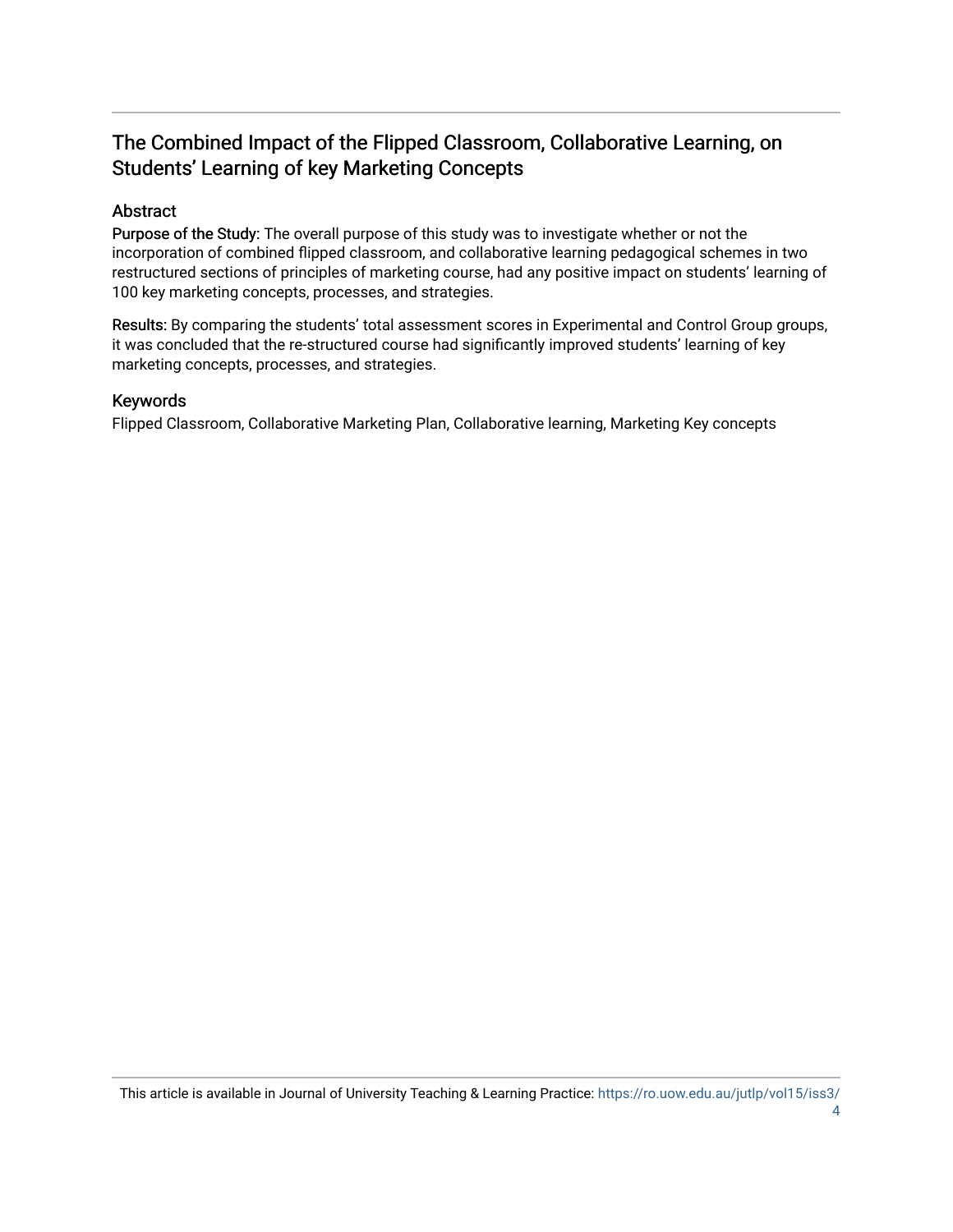# The Combined Impact of the Flipped Classroom, Collaborative Learning, on Students' Learning of key Marketing Concepts

## Abstract

**Purpose of the Study:** The overall purpose of this study was to investigate whether or not the incorporation of combined flipped classroom, and collaborative learning pedagogical schemes in two restructured sections of principles of marketing course, had any positive impact on students' learning of 100 key marketing concepts, processes, and strategies.

**Results:** By comparing the students' total assessment scores in Experimental and Control Group groups, it was concluded that the re-structured course had significantly improved students' learning of key marketing concepts, processes, and strategies.

## Keywords

Flipped Classroom, Collaborative Marketing Plan, Collaborative learning, Marketing Key concepts

This article is available in Journal of University Teaching & Learning Practice: https://ro.uow.edu.au/jutlp/vol15/iss3/4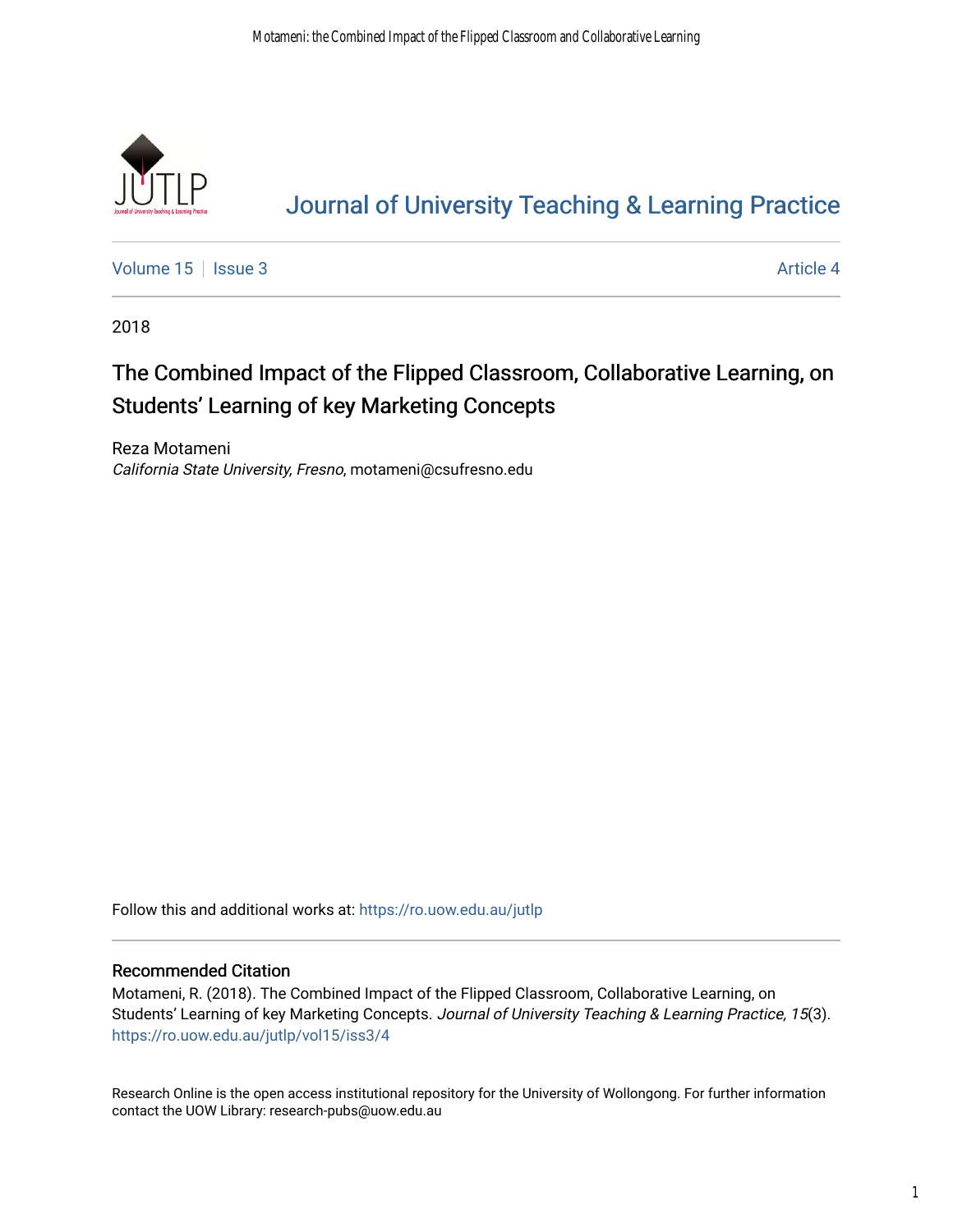# Journal of University Teaching & Learning Practice

Volume 15 | Issue 3 | Article 4

2018

## The Combined Impact of the Flipped Classroom, Collaborative Learning, on Students' Learning of key Marketing Concepts

Reza Motameni
*California State University, Fresno*, motameni@csufresno.edu

Follow this and additional works at: https://ro.uow.edu.au/jutlp

### Recommended Citation

Motameni, R. (2018). The Combined Impact of the Flipped Classroom, Collaborative Learning, on Students' Learning of key Marketing Concepts. *Journal of University Teaching & Learning Practice, 15*(3). https://ro.uow.edu.au/jutlp/vol15/iss3/4

Research Online is the open access institutional repository for the University of Wollongong. For further information contact the UOW Library: research-pubs@uow.edu.au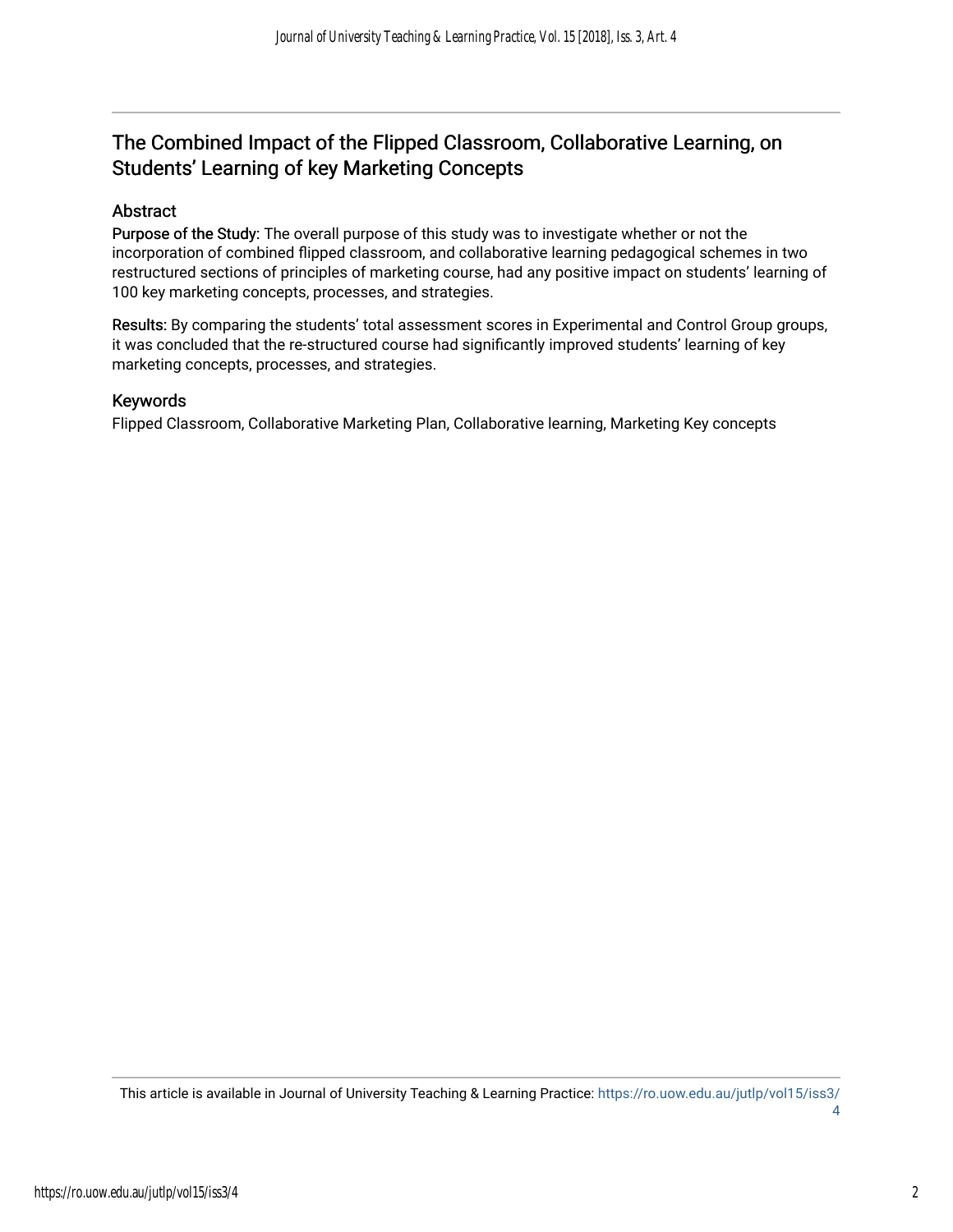## The Combined Impact of the Flipped Classroom, Collaborative Learning, on Students' Learning of key Marketing Concepts

### Abstract

**Purpose of the Study:** The overall purpose of this study was to investigate whether or not the incorporation of combined flipped classroom, and collaborative learning pedagogical schemes in two restructured sections of principles of marketing course, had any positive impact on students' learning of 100 key marketing concepts, processes, and strategies.

**Results:** By comparing the students' total assessment scores in Experimental and Control Group groups, it was concluded that the re-structured course had significantly improved students' learning of key marketing concepts, processes, and strategies.

### Keywords

Flipped Classroom, Collaborative Marketing Plan, Collaborative learning, Marketing Key concepts

This article is available in Journal of University Teaching & Learning Practice: https://ro.uow.edu.au/jutlp/vol15/iss3/4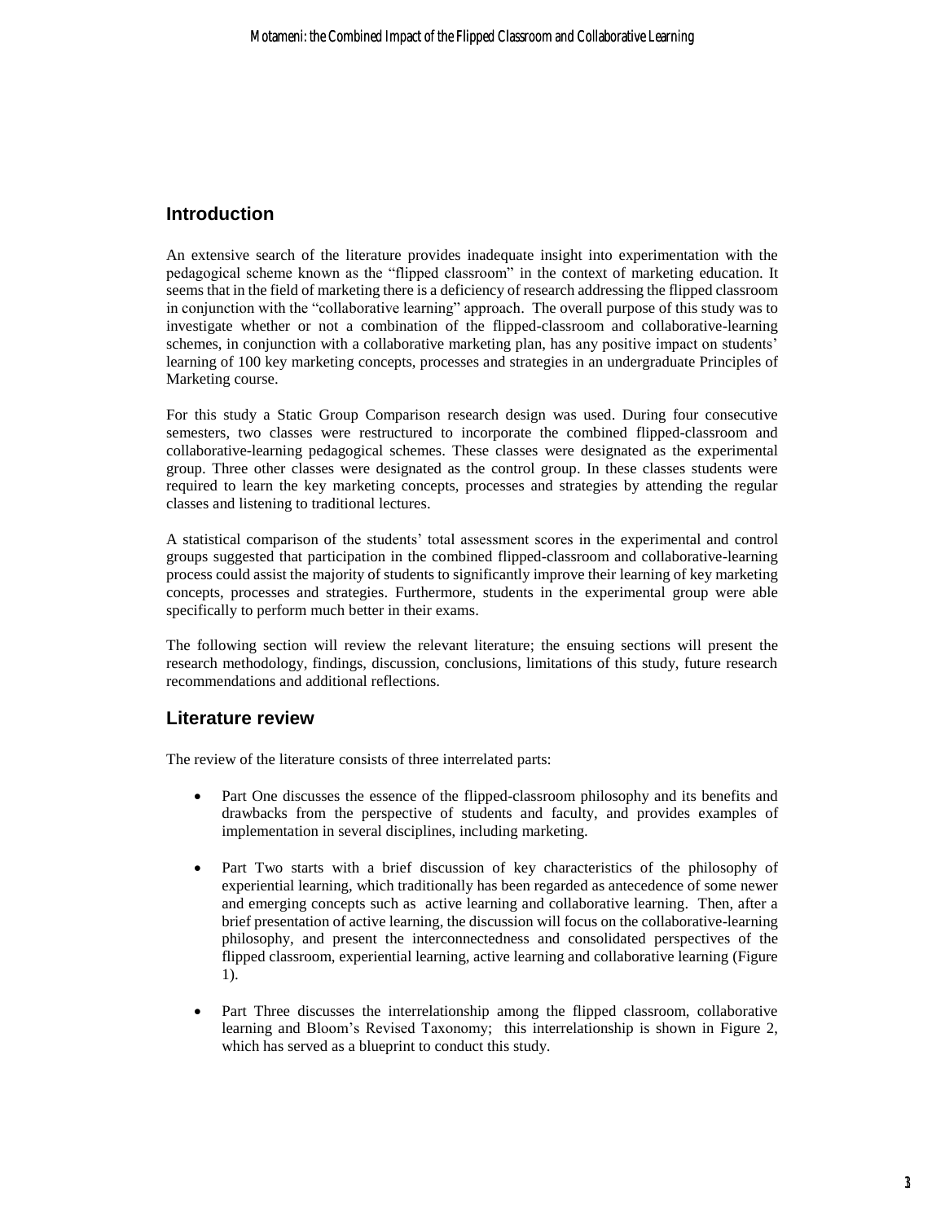## Introduction

An extensive search of the literature provides inadequate insight into experimentation with the pedagogical scheme known as the "flipped classroom" in the context of marketing education. It seems that in the field of marketing there is a deficiency of research addressing the flipped classroom in conjunction with the "collaborative learning" approach. The overall purpose of this study was to investigate whether or not a combination of the flipped-classroom and collaborative-learning schemes, in conjunction with a collaborative marketing plan, has any positive impact on students' learning of 100 key marketing concepts, processes and strategies in an undergraduate Principles of Marketing course.

For this study a Static Group Comparison research design was used. During four consecutive semesters, two classes were restructured to incorporate the combined flipped-classroom and collaborative-learning pedagogical schemes. These classes were designated as the experimental group. Three other classes were designated as the control group. In these classes students were required to learn the key marketing concepts, processes and strategies by attending the regular classes and listening to traditional lectures.

A statistical comparison of the students' total assessment scores in the experimental and control groups suggested that participation in the combined flipped-classroom and collaborative-learning process could assist the majority of students to significantly improve their learning of key marketing concepts, processes and strategies. Furthermore, students in the experimental group were able specifically to perform much better in their exams.

The following section will review the relevant literature; the ensuing sections will present the research methodology, findings, discussion, conclusions, limitations of this study, future research recommendations and additional reflections.

## Literature review

The review of the literature consists of three interrelated parts:

- Part One discusses the essence of the flipped-classroom philosophy and its benefits and drawbacks from the perspective of students and faculty, and provides examples of implementation in several disciplines, including marketing.
- Part Two starts with a brief discussion of key characteristics of the philosophy of experiential learning, which traditionally has been regarded as antecedence of some newer and emerging concepts such as active learning and collaborative learning. Then, after a brief presentation of active learning, the discussion will focus on the collaborative-learning philosophy, and present the interconnectedness and consolidated perspectives of the flipped classroom, experiential learning, active learning and collaborative learning (Figure 1).
- Part Three discusses the interrelationship among the flipped classroom, collaborative learning and Bloom's Revised Taxonomy; this interrelationship is shown in Figure 2, which has served as a blueprint to conduct this study.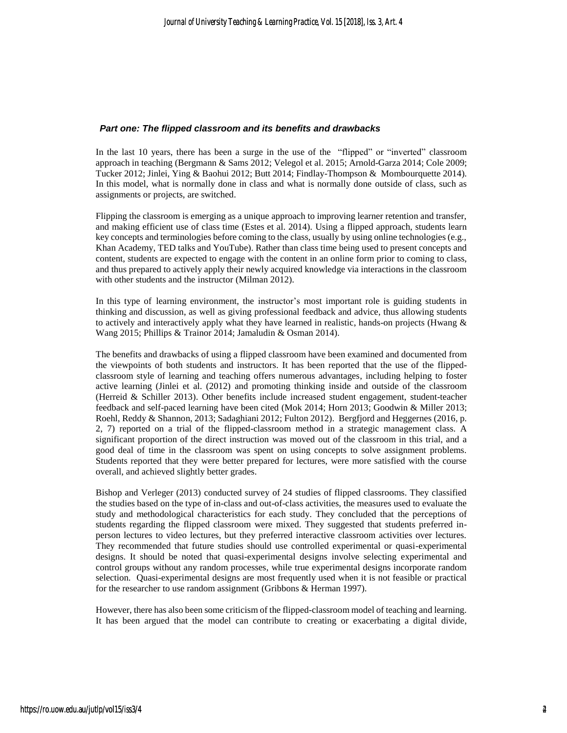### *Part one: The flipped classroom and its benefits and drawbacks*

In the last 10 years, there has been a surge in the use of the "flipped" or "inverted" classroom approach in teaching (Bergmann & Sams 2012; Velegol et al. 2015; Arnold-Garza 2014; Cole 2009; Tucker 2012; Jinlei, Ying & Baohui 2012; Butt 2014; Findlay-Thompson & Mombourquette 2014). In this model, what is normally done in class and what is normally done outside of class, such as assignments or projects, are switched.

Flipping the classroom is emerging as a unique approach to improving learner retention and transfer, and making efficient use of class time (Estes et al. 2014). Using a flipped approach, students learn key concepts and terminologies before coming to the class, usually by using online technologies (e.g., Khan Academy, TED talks and YouTube). Rather than class time being used to present concepts and content, students are expected to engage with the content in an online form prior to coming to class, and thus prepared to actively apply their newly acquired knowledge via interactions in the classroom with other students and the instructor (Milman 2012).

In this type of learning environment, the instructor's most important role is guiding students in thinking and discussion, as well as giving professional feedback and advice, thus allowing students to actively and interactively apply what they have learned in realistic, hands-on projects (Hwang & Wang 2015; Phillips & Trainor 2014; Jamaludin & Osman 2014).

The benefits and drawbacks of using a flipped classroom have been examined and documented from the viewpoints of both students and instructors. It has been reported that the use of the flipped-classroom style of learning and teaching offers numerous advantages, including helping to foster active learning (Jinlei et al. (2012) and promoting thinking inside and outside of the classroom (Herreid & Schiller 2013). Other benefits include increased student engagement, student-teacher feedback and self-paced learning have been cited (Mok 2014; Horn 2013; Goodwin & Miller 2013; Roehl, Reddy & Shannon, 2013; Sadaghiani 2012; Fulton 2012). Bergfjord and Heggernes (2016, p. 2, 7) reported on a trial of the flipped-classroom method in a strategic management class. A significant proportion of the direct instruction was moved out of the classroom in this trial, and a good deal of time in the classroom was spent on using concepts to solve assignment problems. Students reported that they were better prepared for lectures, were more satisfied with the course overall, and achieved slightly better grades.

Bishop and Verleger (2013) conducted survey of 24 studies of flipped classrooms. They classified the studies based on the type of in-class and out-of-class activities, the measures used to evaluate the study and methodological characteristics for each study. They concluded that the perceptions of students regarding the flipped classroom were mixed. They suggested that students preferred in-person lectures to video lectures, but they preferred interactive classroom activities over lectures. They recommended that future studies should use controlled experimental or quasi-experimental designs. It should be noted that quasi-experimental designs involve selecting experimental and control groups without any random processes, while true experimental designs incorporate random selection. Quasi-experimental designs are most frequently used when it is not feasible or practical for the researcher to use random assignment (Gribbons & Herman 1997).

However, there has also been some criticism of the flipped-classroom model of teaching and learning. It has been argued that the model can contribute to creating or exacerbating a digital divide,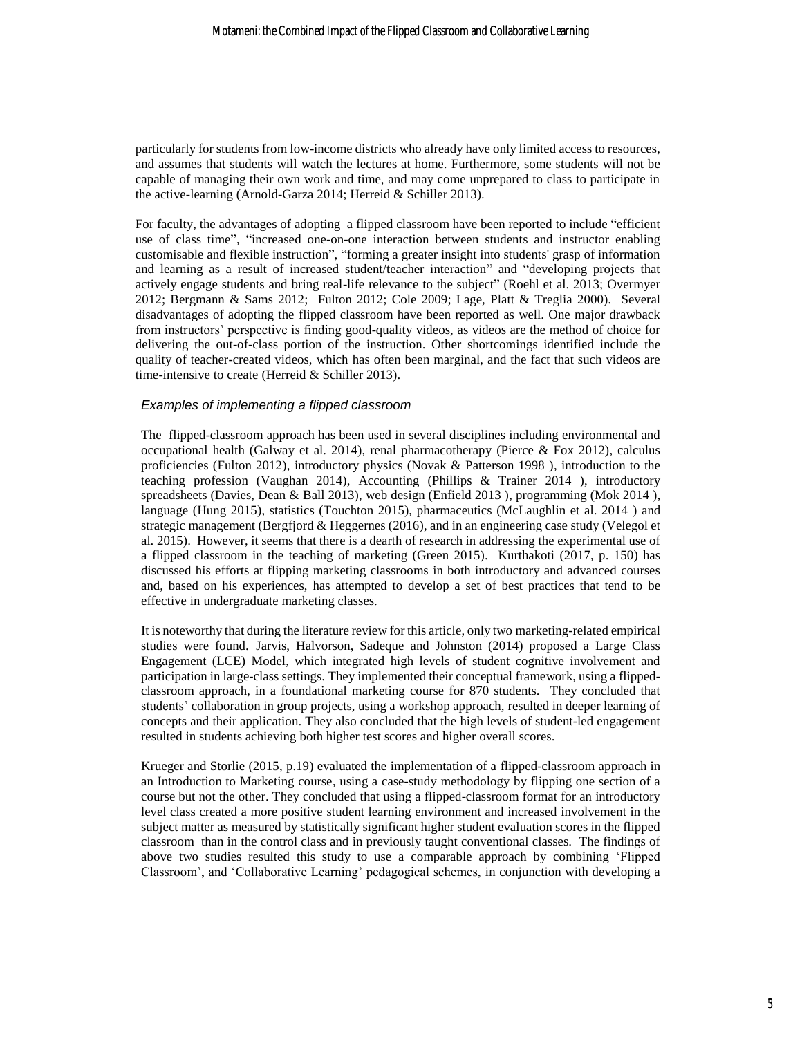particularly for students from low-income districts who already have only limited access to resources, and assumes that students will watch the lectures at home. Furthermore, some students will not be capable of managing their own work and time, and may come unprepared to class to participate in the active-learning (Arnold-Garza 2014; Herreid & Schiller 2013).

For faculty, the advantages of adopting a flipped classroom have been reported to include "efficient use of class time", "increased one-on-one interaction between students and instructor enabling customisable and flexible instruction", "forming a greater insight into students' grasp of information and learning as a result of increased student/teacher interaction" and "developing projects that actively engage students and bring real-life relevance to the subject" (Roehl et al. 2013; Overmyer 2012; Bergmann & Sams 2012; Fulton 2012; Cole 2009; Lage, Platt & Treglia 2000). Several disadvantages of adopting the flipped classroom have been reported as well. One major drawback from instructors' perspective is finding good-quality videos, as videos are the method of choice for delivering the out-of-class portion of the instruction. Other shortcomings identified include the quality of teacher-created videos, which has often been marginal, and the fact that such videos are time-intensive to create (Herreid & Schiller 2013).

### *Examples of implementing a flipped classroom*

The flipped-classroom approach has been used in several disciplines including environmental and occupational health (Galway et al. 2014), renal pharmacotherapy (Pierce & Fox 2012), calculus proficiencies (Fulton 2012), introductory physics (Novak & Patterson 1998 ), introduction to the teaching profession (Vaughan 2014), Accounting (Phillips & Trainer 2014 ), introductory spreadsheets (Davies, Dean & Ball 2013), web design (Enfield 2013 ), programming (Mok 2014 ), language (Hung 2015), statistics (Touchton 2015), pharmaceutics (McLaughlin et al. 2014 ) and strategic management (Bergfjord & Heggernes (2016), and in an engineering case study (Velegol et al. 2015). However, it seems that there is a dearth of research in addressing the experimental use of a flipped classroom in the teaching of marketing (Green 2015). Kurthakoti (2017, p. 150) has discussed his efforts at flipping marketing classrooms in both introductory and advanced courses and, based on his experiences, has attempted to develop a set of best practices that tend to be effective in undergraduate marketing classes.

It is noteworthy that during the literature review for this article, only two marketing-related empirical studies were found. Jarvis, Halvorson, Sadeque and Johnston (2014) proposed a Large Class Engagement (LCE) Model, which integrated high levels of student cognitive involvement and participation in large-class settings. They implemented their conceptual framework, using a flipped-classroom approach, in a foundational marketing course for 870 students. They concluded that students' collaboration in group projects, using a workshop approach, resulted in deeper learning of concepts and their application. They also concluded that the high levels of student-led engagement resulted in students achieving both higher test scores and higher overall scores.

Krueger and Storlie (2015, p.19) evaluated the implementation of a flipped-classroom approach in an Introduction to Marketing course, using a case-study methodology by flipping one section of a course but not the other. They concluded that using a flipped-classroom format for an introductory level class created a more positive student learning environment and increased involvement in the subject matter as measured by statistically significant higher student evaluation scores in the flipped classroom than in the control class and in previously taught conventional classes. The findings of above two studies resulted this study to use a comparable approach by combining 'Flipped Classroom', and 'Collaborative Learning' pedagogical schemes, in conjunction with developing a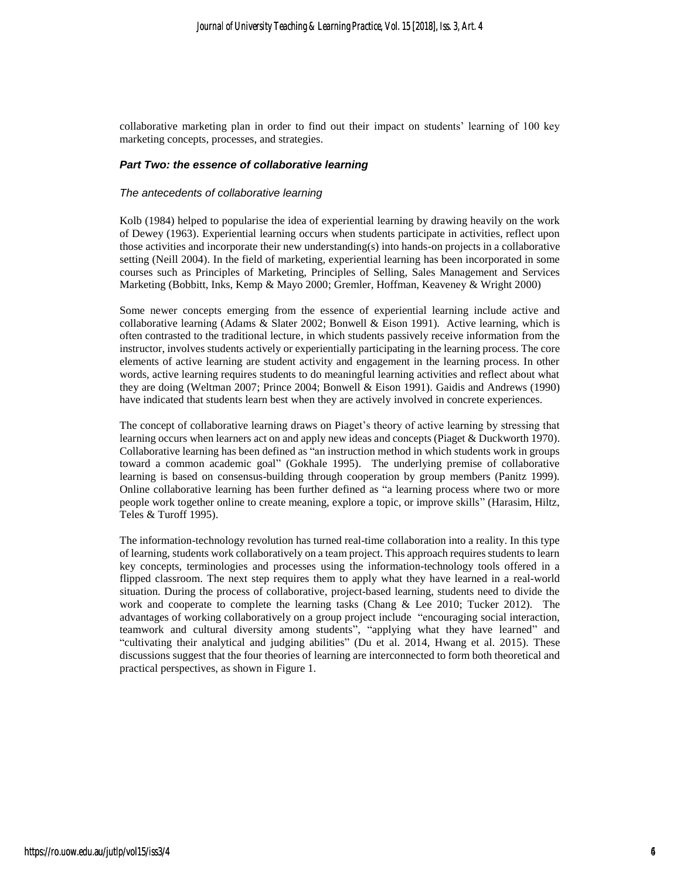collaborative marketing plan in order to find out their impact on students' learning of 100 key marketing concepts, processes, and strategies.

### *Part Two: the essence of collaborative learning*

#### *The antecedents of collaborative learning*

Kolb (1984) helped to popularise the idea of experiential learning by drawing heavily on the work of Dewey (1963). Experiential learning occurs when students participate in activities, reflect upon those activities and incorporate their new understanding(s) into hands-on projects in a collaborative setting (Neill 2004). In the field of marketing, experiential learning has been incorporated in some courses such as Principles of Marketing, Principles of Selling, Sales Management and Services Marketing (Bobbitt, Inks, Kemp & Mayo 2000; Gremler, Hoffman, Keaveney & Wright 2000)

Some newer concepts emerging from the essence of experiential learning include active and collaborative learning (Adams & Slater 2002; Bonwell & Eison 1991). Active learning, which is often contrasted to the traditional lecture, in which students passively receive information from the instructor, involves students actively or experientially participating in the learning process. The core elements of active learning are student activity and engagement in the learning process. In other words, active learning requires students to do meaningful learning activities and reflect about what they are doing (Weltman 2007; Prince 2004; Bonwell & Eison 1991). Gaidis and Andrews (1990) have indicated that students learn best when they are actively involved in concrete experiences.

The concept of collaborative learning draws on Piaget's theory of active learning by stressing that learning occurs when learners act on and apply new ideas and concepts (Piaget & Duckworth 1970). Collaborative learning has been defined as "an instruction method in which students work in groups toward a common academic goal" (Gokhale 1995). The underlying premise of collaborative learning is based on consensus-building through cooperation by group members (Panitz 1999). Online collaborative learning has been further defined as "a learning process where two or more people work together online to create meaning, explore a topic, or improve skills" (Harasim, Hiltz, Teles & Turoff 1995).

The information-technology revolution has turned real-time collaboration into a reality. In this type of learning, students work collaboratively on a team project. This approach requires students to learn key concepts, terminologies and processes using the information-technology tools offered in a flipped classroom. The next step requires them to apply what they have learned in a real-world situation. During the process of collaborative, project-based learning, students need to divide the work and cooperate to complete the learning tasks (Chang & Lee 2010; Tucker 2012). The advantages of working collaboratively on a group project include "encouraging social interaction, teamwork and cultural diversity among students", "applying what they have learned" and "cultivating their analytical and judging abilities" (Du et al. 2014, Hwang et al. 2015). These discussions suggest that the four theories of learning are interconnected to form both theoretical and practical perspectives, as shown in Figure 1.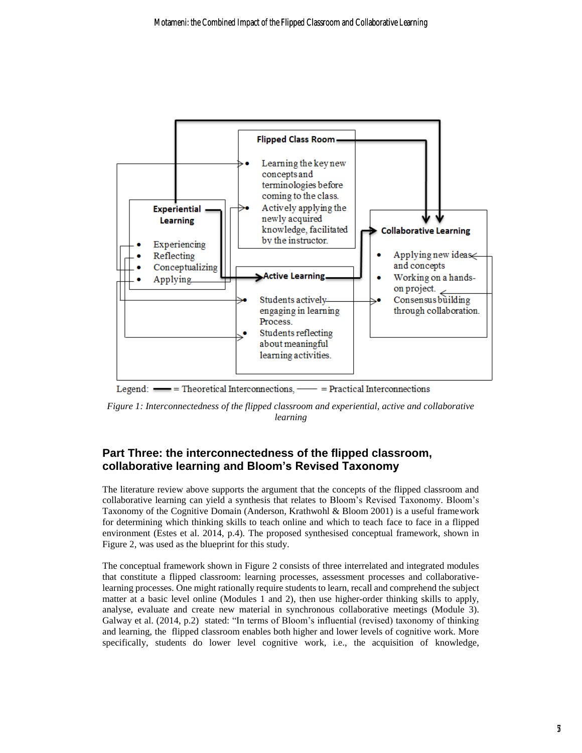**Flipped Class Room**

- Learning the key new concepts and terminologies before coming to the class.
- Actively applying the newly acquired knowledge, facilitated by the instructor.

**Experiential Learning**

- Experiencing
- Reflecting
- Conceptualizing
- Applying

**Active Learning**

- Students actively engaging in learning Process.
- Students reflecting about meaningful learning activities.

**Collaborative Learning**

- Applying new ideas and concepts
- Working on a hands-on project.
- Consensus building through collaboration.

Legend: ━━ = Theoretical Interconnections, ── = Practical Interconnections

*Figure 1: Interconnectedness of the flipped classroom and experiential, active and collaborative learning*

## Part Three: the interconnectedness of the flipped classroom, collaborative learning and Bloom's Revised Taxonomy

The literature review above supports the argument that the concepts of the flipped classroom and collaborative learning can yield a synthesis that relates to Bloom's Revised Taxonomy. Bloom's Taxonomy of the Cognitive Domain (Anderson, Krathwohl & Bloom 2001) is a useful framework for determining which thinking skills to teach online and which to teach face to face in a flipped environment (Estes et al. 2014, p.4). The proposed synthesised conceptual framework, shown in Figure 2, was used as the blueprint for this study.

The conceptual framework shown in Figure 2 consists of three interrelated and integrated modules that constitute a flipped classroom: learning processes, assessment processes and collaborative-learning processes. One might rationally require students to learn, recall and comprehend the subject matter at a basic level online (Modules 1 and 2), then use higher-order thinking skills to apply, analyse, evaluate and create new material in synchronous collaborative meetings (Module 3). Galway et al. (2014, p.2) stated: "In terms of Bloom's influential (revised) taxonomy of thinking and learning, the flipped classroom enables both higher and lower levels of cognitive work. More specifically, students do lower level cognitive work, i.e., the acquisition of knowledge,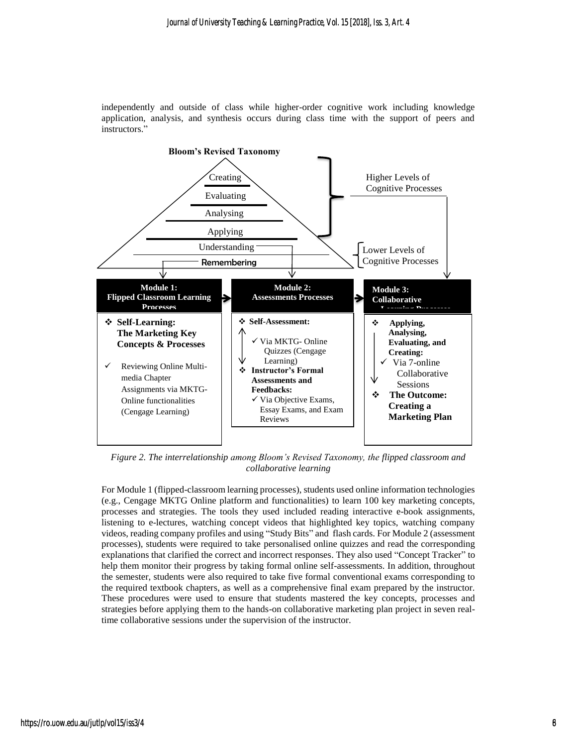independently and outside of class while higher-order cognitive work including knowledge application, analysis, and synthesis occurs during class time with the support of peers and instructors."

**Bloom's Revised Taxonomy**

Creating
Evaluating
Analysing
Applying
Understanding
Remembering

Higher Levels of Cognitive Processes

Lower Levels of Cognitive Processes

**Module 1: Flipped Classroom Learning Processes**

- **Self-Learning: The Marketing Key Concepts & Processes**
- ✓ Reviewing Online Multi-media Chapter Assignments via MKTG-Online functionalities (Cengage Learning)

**Module 2: Assessments Processes**

- **Self-Assessment:**
  - ✓ Via MKTG- Online Quizzes (Cengage Learning)
- **Instructor's Formal Assessments and Feedbacks:**
  - ✓ Via Objective Exams, Essay Exams, and Exam Reviews

**Module 3: Collaborative Learning Processes**

- **Applying, Analysing, Evaluating, and Creating:**
  - ✓ Via 7-online Collaborative Sessions
- **The Outcome: Creating a Marketing Plan**

*Figure 2. The interrelationship among Bloom's Revised Taxonomy, the flipped classroom and collaborative learning*

For Module 1 (flipped-classroom learning processes), students used online information technologies (e.g., Cengage MKTG Online platform and functionalities) to learn 100 key marketing concepts, processes and strategies. The tools they used included reading interactive e-book assignments, listening to e-lectures, watching concept videos that highlighted key topics, watching company videos, reading company profiles and using "Study Bits" and flash cards. For Module 2 (assessment processes), students were required to take personalised online quizzes and read the corresponding explanations that clarified the correct and incorrect responses. They also used "Concept Tracker" to help them monitor their progress by taking formal online self-assessments. In addition, throughout the semester, students were also required to take five formal conventional exams corresponding to the required textbook chapters, as well as a comprehensive final exam prepared by the instructor. These procedures were used to ensure that students mastered the key concepts, processes and strategies before applying them to the hands-on collaborative marketing plan project in seven real-time collaborative sessions under the supervision of the instructor.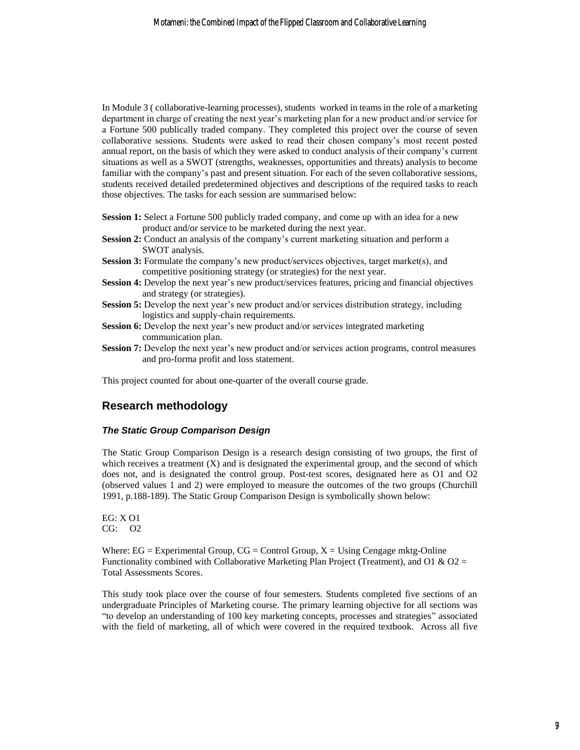In Module 3 ( collaborative-learning processes), students worked in teams in the role of a marketing department in charge of creating the next year's marketing plan for a new product and/or service for a Fortune 500 publically traded company. They completed this project over the course of seven collaborative sessions. Students were asked to read their chosen company's most recent posted annual report, on the basis of which they were asked to conduct analysis of their company's current situations as well as a SWOT (strengths, weaknesses, opportunities and threats) analysis to become familiar with the company's past and present situation. For each of the seven collaborative sessions, students received detailed predetermined objectives and descriptions of the required tasks to reach those objectives. The tasks for each session are summarised below:

**Session 1:** Select a Fortune 500 publicly traded company, and come up with an idea for a new product and/or service to be marketed during the next year.

**Session 2:** Conduct an analysis of the company's current marketing situation and perform a SWOT analysis.

**Session 3:** Formulate the company's new product/services objectives, target market(s), and competitive positioning strategy (or strategies) for the next year.

**Session 4:** Develop the next year's new product/services features, pricing and financial objectives and strategy (or strategies).

**Session 5:** Develop the next year's new product and/or services distribution strategy, including logistics and supply-chain requirements.

**Session 6:** Develop the next year's new product and/or services integrated marketing communication plan.

**Session 7:** Develop the next year's new product and/or services action programs, control measures and pro-forma profit and loss statement.

This project counted for about one-quarter of the overall course grade.

## Research methodology

### *The Static Group Comparison Design*

The Static Group Comparison Design is a research design consisting of two groups, the first of which receives a treatment (X) and is designated the experimental group, and the second of which does not, and is designated the control group. Post-test scores, designated here as O1 and O2 (observed values 1 and 2) were employed to measure the outcomes of the two groups (Churchill 1991, p.188-189). The Static Group Comparison Design is symbolically shown below:

EG: X O1
CG: O2

Where: EG = Experimental Group, CG = Control Group, X = Using Cengage mktg-Online Functionality combined with Collaborative Marketing Plan Project (Treatment), and O1 & O2 = Total Assessments Scores.

This study took place over the course of four semesters. Students completed five sections of an undergraduate Principles of Marketing course. The primary learning objective for all sections was "to develop an understanding of 100 key marketing concepts, processes and strategies" associated with the field of marketing, all of which were covered in the required textbook. Across all five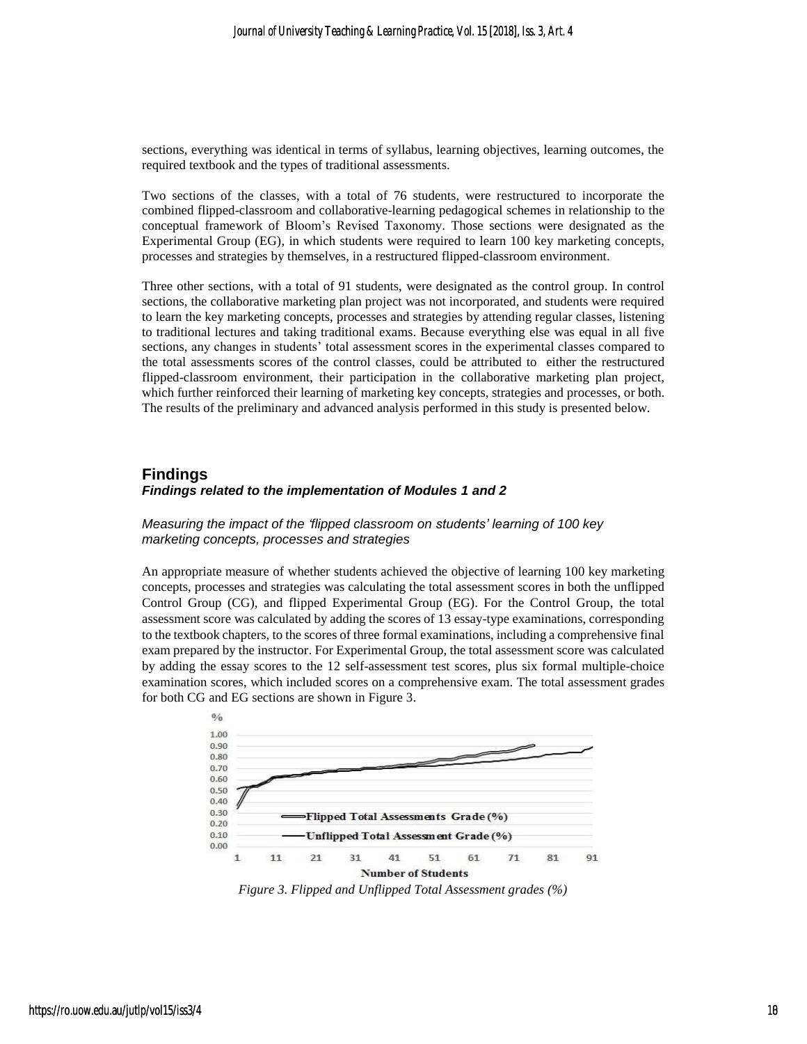sections, everything was identical in terms of syllabus, learning objectives, learning outcomes, the required textbook and the types of traditional assessments.

Two sections of the classes, with a total of 76 students, were restructured to incorporate the combined flipped-classroom and collaborative-learning pedagogical schemes in relationship to the conceptual framework of Bloom's Revised Taxonomy. Those sections were designated as the Experimental Group (EG), in which students were required to learn 100 key marketing concepts, processes and strategies by themselves, in a restructured flipped-classroom environment.

Three other sections, with a total of 91 students, were designated as the control group. In control sections, the collaborative marketing plan project was not incorporated, and students were required to learn the key marketing concepts, processes and strategies by attending regular classes, listening to traditional lectures and taking traditional exams. Because everything else was equal in all five sections, any changes in students' total assessment scores in the experimental classes compared to the total assessments scores of the control classes, could be attributed to either the restructured flipped-classroom environment, their participation in the collaborative marketing plan project, which further reinforced their learning of marketing key concepts, strategies and processes, or both. The results of the preliminary and advanced analysis performed in this study is presented below.

## Findings

### *Findings related to the implementation of Modules 1 and 2*

*Measuring the impact of the 'flipped classroom on students' learning of 100 key marketing concepts, processes and strategies*

An appropriate measure of whether students achieved the objective of learning 100 key marketing concepts, processes and strategies was calculating the total assessment scores in both the unflipped Control Group (CG), and flipped Experimental Group (EG). For the Control Group, the total assessment score was calculated by adding the scores of 13 essay-type examinations, corresponding to the textbook chapters, to the scores of three formal examinations, including a comprehensive final exam prepared by the instructor. For Experimental Group, the total assessment score was calculated by adding the essay scores to the 12 self-assessment test scores, plus six formal multiple-choice examination scores, which included scores on a comprehensive exam. The total assessment grades for both CG and EG sections are shown in Figure 3.

*Figure 3. Flipped and Unflipped Total Assessment grades (%)*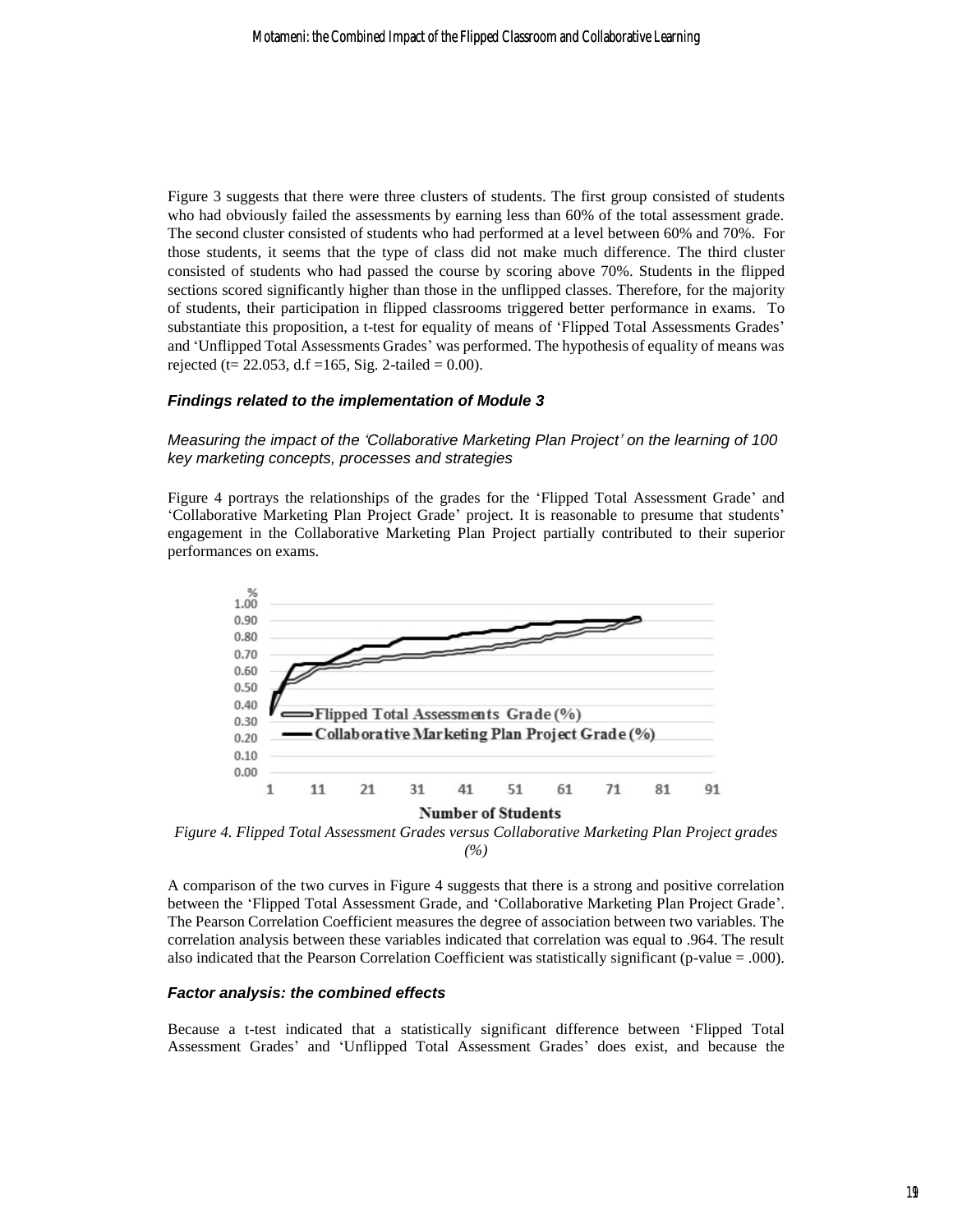Figure 3 suggests that there were three clusters of students. The first group consisted of students who had obviously failed the assessments by earning less than 60% of the total assessment grade. The second cluster consisted of students who had performed at a level between 60% and 70%. For those students, it seems that the type of class did not make much difference. The third cluster consisted of students who had passed the course by scoring above 70%. Students in the flipped sections scored significantly higher than those in the unflipped classes. Therefore, for the majority of students, their participation in flipped classrooms triggered better performance in exams. To substantiate this proposition, a t-test for equality of means of 'Flipped Total Assessments Grades' and 'Unflipped Total Assessments Grades' was performed. The hypothesis of equality of means was rejected (t= 22.053, d.f =165, Sig. 2-tailed = 0.00).

### ***Findings related to the implementation of Module 3***

*Measuring the impact of the 'Collaborative Marketing Plan Project' on the learning of 100 key marketing concepts, processes and strategies*

Figure 4 portrays the relationships of the grades for the 'Flipped Total Assessment Grade' and 'Collaborative Marketing Plan Project Grade' project. It is reasonable to presume that students' engagement in the Collaborative Marketing Plan Project partially contributed to their superior performances on exams.

*Figure 4. Flipped Total Assessment Grades versus Collaborative Marketing Plan Project grades (%)*

A comparison of the two curves in Figure 4 suggests that there is a strong and positive correlation between the 'Flipped Total Assessment Grade, and 'Collaborative Marketing Plan Project Grade'. The Pearson Correlation Coefficient measures the degree of association between two variables. The correlation analysis between these variables indicated that correlation was equal to .964. The result also indicated that the Pearson Correlation Coefficient was statistically significant (p-value = .000).

### ***Factor analysis: the combined effects***

Because a t-test indicated that a statistically significant difference between 'Flipped Total Assessment Grades' and 'Unflipped Total Assessment Grades' does exist, and because the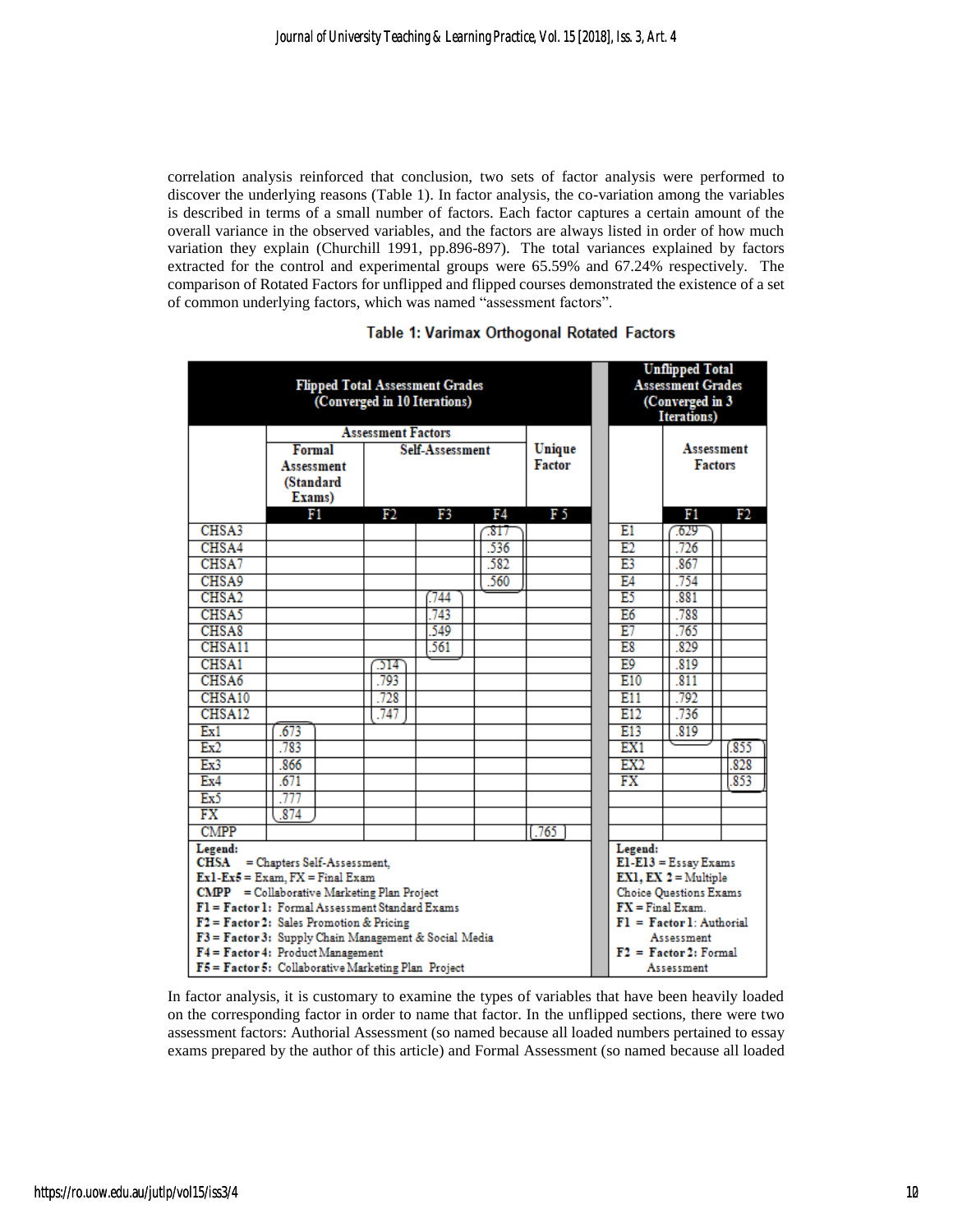correlation analysis reinforced that conclusion, two sets of factor analysis were performed to discover the underlying reasons (Table 1). In factor analysis, the co-variation among the variables is described in terms of a small number of factors. Each factor captures a certain amount of the overall variance in the observed variables, and the factors are always listed in order of how much variation they explain (Churchill 1991, pp.896-897). The total variances explained by factors extracted for the control and experimental groups were 65.59% and 67.24% respectively. The comparison of Rotated Factors for unflipped and flipped courses demonstrated the existence of a set of common underlying factors, which was named "assessment factors".

**Table 1: Varimax Orthogonal Rotated Factors**

| Flipped Total Assessment Grades (Converged in 10 Iterations) | | | | | | | Unflipped Total Assessment Grades (Converged in 3 Iterations) | | |
|---|---|---|---|---|---|---|---|---|---|
| | Assessment Factors | | | | Unique Factor | | | Assessment Factors | |
| | Formal Assessment (Standard Exams) | Self-Assessment | | | | | | | |
| | F1 | F2 | F3 | F4 | F 5 | | | F1 | F2 |
| CHSA3 | | | | .817 | | | E1 | .629 | |
| CHSA4 | | | | .536 | | | E2 | .726 | |
| CHSA7 | | | | .582 | | | E3 | .867 | |
| CHSA9 | | | | .560 | | | E4 | .754 | |
| CHSA2 | | | .744 | | | | E5 | .881 | |
| CHSA5 | | | .743 | | | | E6 | .788 | |
| CHSA8 | | | .549 | | | | E7 | .765 | |
| CHSA11 | | | .561 | | | | E8 | .829 | |
| CHSA1 | | .514 | | | | | E9 | .819 | |
| CHSA6 | | .793 | | | | | E10 | .811 | |
| CHSA10 | | .728 | | | | | E11 | .792 | |
| CHSA12 | | .747 | | | | | E12 | .736 | |
| Ex1 | .673 | | | | | | E13 | .819 | |
| Ex2 | .783 | | | | | | EX1 | | .855 |
| Ex3 | .866 | | | | | | EX2 | | .828 |
| Ex4 | .671 | | | | | | FX | | .853 |
| Ex5 | .777 | | | | | | | | |
| FX | .874 | | | | | | | | |
| CMPP | | | | | .765 | | | | |

**Legend (Flipped):**
**CHSA** = Chapters Self-Assessment,
**Ex1-Ex5** = Exam, **FX** = Final Exam
**CMPP** = Collaborative Marketing Plan Project
**F1 = Factor 1:** Formal Assessment Standard Exams
**F2 = Factor 2:** Sales Promotion & Pricing
**F3 = Factor 3:** Supply Chain Management & Social Media
**F4 = Factor 4:** Product Management
**F5 = Factor 5:** Collaborative Marketing Plan Project

**Legend (Unflipped):**
**E1-E13** = Essay Exams
**EX1, EX 2** = Multiple Choice Questions Exams
**FX** = Final Exam.
**F1 = Factor 1:** Authorial Assessment
**F2 = Factor 2:** Formal Assessment

In factor analysis, it is customary to examine the types of variables that have been heavily loaded on the corresponding factor in order to name that factor. In the unflipped sections, there were two assessment factors: Authorial Assessment (so named because all loaded numbers pertained to essay exams prepared by the author of this article) and Formal Assessment (so named because all loaded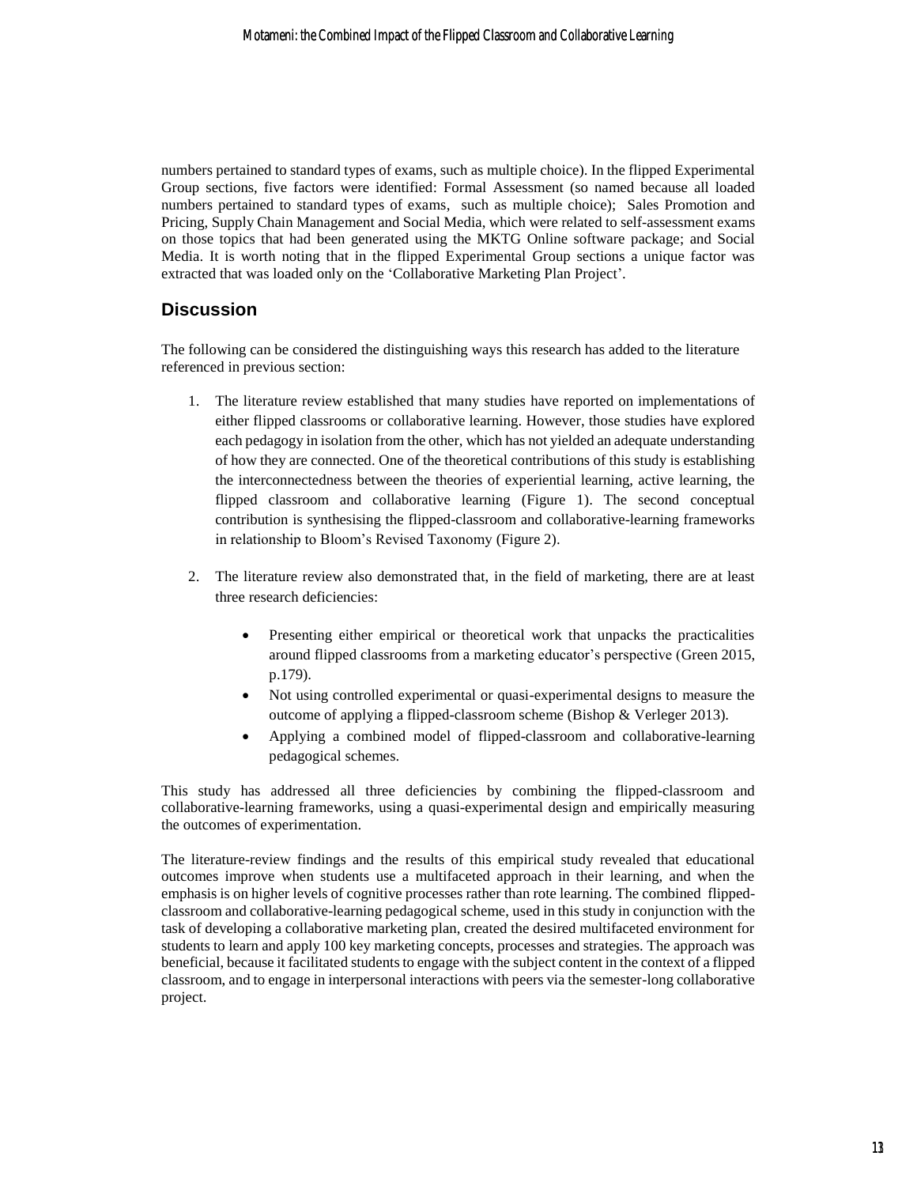numbers pertained to standard types of exams, such as multiple choice). In the flipped Experimental Group sections, five factors were identified: Formal Assessment (so named because all loaded numbers pertained to standard types of exams, such as multiple choice); Sales Promotion and Pricing, Supply Chain Management and Social Media, which were related to self-assessment exams on those topics that had been generated using the MKTG Online software package; and Social Media. It is worth noting that in the flipped Experimental Group sections a unique factor was extracted that was loaded only on the 'Collaborative Marketing Plan Project'.

## Discussion

The following can be considered the distinguishing ways this research has added to the literature referenced in previous section:

1. The literature review established that many studies have reported on implementations of either flipped classrooms or collaborative learning. However, those studies have explored each pedagogy in isolation from the other, which has not yielded an adequate understanding of how they are connected. One of the theoretical contributions of this study is establishing the interconnectedness between the theories of experiential learning, active learning, the flipped classroom and collaborative learning (Figure 1). The second conceptual contribution is synthesising the flipped-classroom and collaborative-learning frameworks in relationship to Bloom's Revised Taxonomy (Figure 2).

2. The literature review also demonstrated that, in the field of marketing, there are at least three research deficiencies:

    - Presenting either empirical or theoretical work that unpacks the practicalities around flipped classrooms from a marketing educator's perspective (Green 2015, p.179).
    - Not using controlled experimental or quasi-experimental designs to measure the outcome of applying a flipped-classroom scheme (Bishop & Verleger 2013).
    - Applying a combined model of flipped-classroom and collaborative-learning pedagogical schemes.

This study has addressed all three deficiencies by combining the flipped-classroom and collaborative-learning frameworks, using a quasi-experimental design and empirically measuring the outcomes of experimentation.

The literature-review findings and the results of this empirical study revealed that educational outcomes improve when students use a multifaceted approach in their learning, and when the emphasis is on higher levels of cognitive processes rather than rote learning. The combined flipped-classroom and collaborative-learning pedagogical scheme, used in this study in conjunction with the task of developing a collaborative marketing plan, created the desired multifaceted environment for students to learn and apply 100 key marketing concepts, processes and strategies. The approach was beneficial, because it facilitated students to engage with the subject content in the context of a flipped classroom, and to engage in interpersonal interactions with peers via the semester-long collaborative project.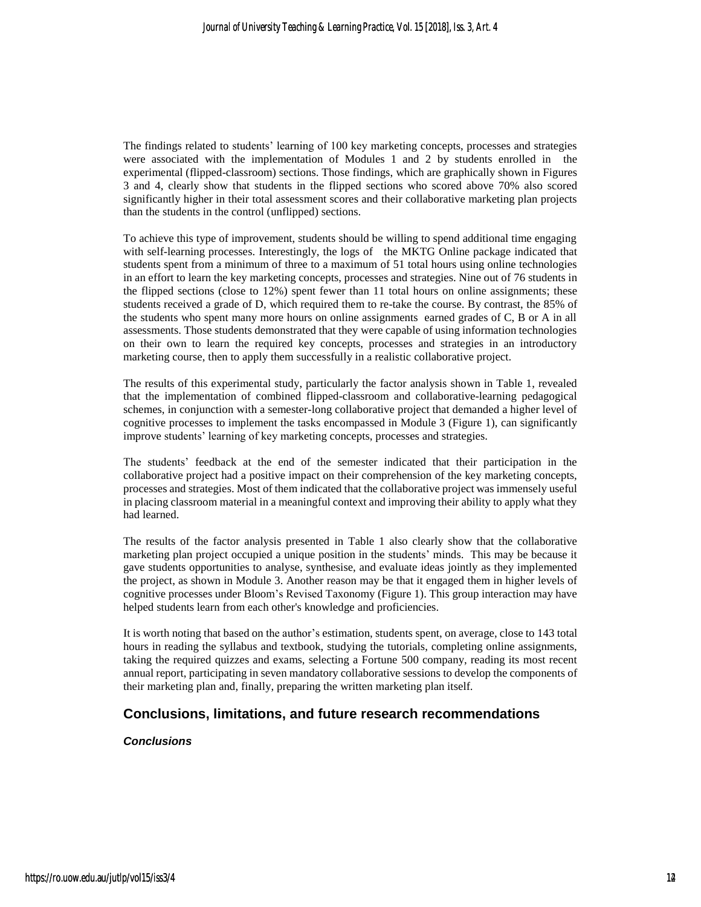The findings related to students' learning of 100 key marketing concepts, processes and strategies were associated with the implementation of Modules 1 and 2 by students enrolled in the experimental (flipped-classroom) sections. Those findings, which are graphically shown in Figures 3 and 4, clearly show that students in the flipped sections who scored above 70% also scored significantly higher in their total assessment scores and their collaborative marketing plan projects than the students in the control (unflipped) sections.

To achieve this type of improvement, students should be willing to spend additional time engaging with self-learning processes. Interestingly, the logs of the MKTG Online package indicated that students spent from a minimum of three to a maximum of 51 total hours using online technologies in an effort to learn the key marketing concepts, processes and strategies. Nine out of 76 students in the flipped sections (close to 12%) spent fewer than 11 total hours on online assignments; these students received a grade of D, which required them to re-take the course. By contrast, the 85% of the students who spent many more hours on online assignments earned grades of C, B or A in all assessments. Those students demonstrated that they were capable of using information technologies on their own to learn the required key concepts, processes and strategies in an introductory marketing course, then to apply them successfully in a realistic collaborative project.

The results of this experimental study, particularly the factor analysis shown in Table 1, revealed that the implementation of combined flipped-classroom and collaborative-learning pedagogical schemes, in conjunction with a semester-long collaborative project that demanded a higher level of cognitive processes to implement the tasks encompassed in Module 3 (Figure 1), can significantly improve students' learning of key marketing concepts, processes and strategies.

The students' feedback at the end of the semester indicated that their participation in the collaborative project had a positive impact on their comprehension of the key marketing concepts, processes and strategies. Most of them indicated that the collaborative project was immensely useful in placing classroom material in a meaningful context and improving their ability to apply what they had learned.

The results of the factor analysis presented in Table 1 also clearly show that the collaborative marketing plan project occupied a unique position in the students' minds. This may be because it gave students opportunities to analyse, synthesise, and evaluate ideas jointly as they implemented the project, as shown in Module 3. Another reason may be that it engaged them in higher levels of cognitive processes under Bloom's Revised Taxonomy (Figure 1). This group interaction may have helped students learn from each other's knowledge and proficiencies.

It is worth noting that based on the author's estimation, students spent, on average, close to 143 total hours in reading the syllabus and textbook, studying the tutorials, completing online assignments, taking the required quizzes and exams, selecting a Fortune 500 company, reading its most recent annual report, participating in seven mandatory collaborative sessions to develop the components of their marketing plan and, finally, preparing the written marketing plan itself.

## Conclusions, limitations, and future research recommendations

### *Conclusions*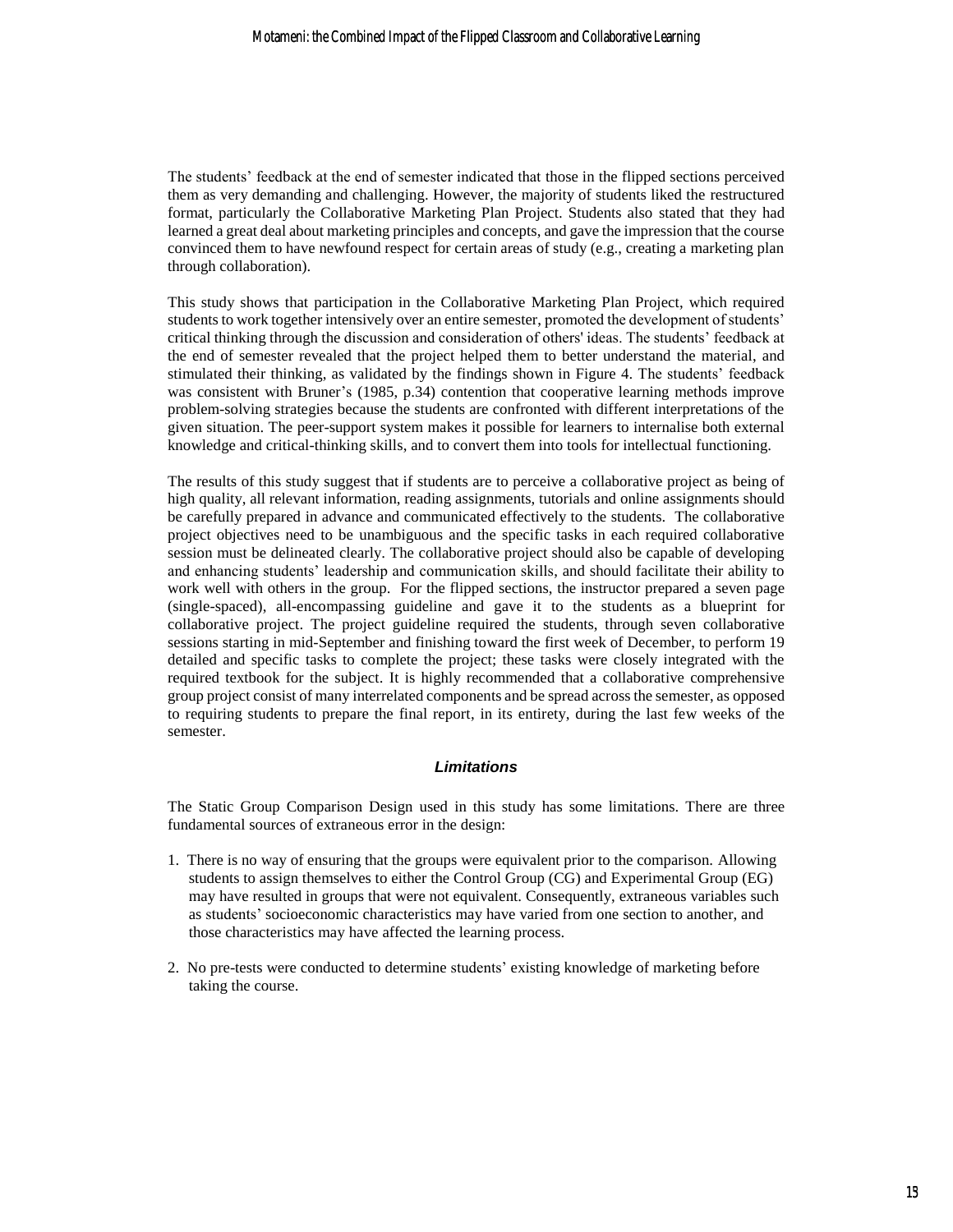The students' feedback at the end of semester indicated that those in the flipped sections perceived them as very demanding and challenging. However, the majority of students liked the restructured format, particularly the Collaborative Marketing Plan Project. Students also stated that they had learned a great deal about marketing principles and concepts, and gave the impression that the course convinced them to have newfound respect for certain areas of study (e.g., creating a marketing plan through collaboration).

This study shows that participation in the Collaborative Marketing Plan Project, which required students to work together intensively over an entire semester, promoted the development of students' critical thinking through the discussion and consideration of others' ideas. The students' feedback at the end of semester revealed that the project helped them to better understand the material, and stimulated their thinking, as validated by the findings shown in Figure 4. The students' feedback was consistent with Bruner's (1985, p.34) contention that cooperative learning methods improve problem-solving strategies because the students are confronted with different interpretations of the given situation. The peer-support system makes it possible for learners to internalise both external knowledge and critical-thinking skills, and to convert them into tools for intellectual functioning.

The results of this study suggest that if students are to perceive a collaborative project as being of high quality, all relevant information, reading assignments, tutorials and online assignments should be carefully prepared in advance and communicated effectively to the students. The collaborative project objectives need to be unambiguous and the specific tasks in each required collaborative session must be delineated clearly. The collaborative project should also be capable of developing and enhancing students' leadership and communication skills, and should facilitate their ability to work well with others in the group. For the flipped sections, the instructor prepared a seven page (single-spaced), all-encompassing guideline and gave it to the students as a blueprint for collaborative project. The project guideline required the students, through seven collaborative sessions starting in mid-September and finishing toward the first week of December, to perform 19 detailed and specific tasks to complete the project; these tasks were closely integrated with the required textbook for the subject. It is highly recommended that a collaborative comprehensive group project consist of many interrelated components and be spread across the semester, as opposed to requiring students to prepare the final report, in its entirety, during the last few weeks of the semester.

### *Limitations*

The Static Group Comparison Design used in this study has some limitations. There are three fundamental sources of extraneous error in the design:

1. There is no way of ensuring that the groups were equivalent prior to the comparison. Allowing students to assign themselves to either the Control Group (CG) and Experimental Group (EG) may have resulted in groups that were not equivalent. Consequently, extraneous variables such as students' socioeconomic characteristics may have varied from one section to another, and those characteristics may have affected the learning process.

2. No pre-tests were conducted to determine students' existing knowledge of marketing before taking the course.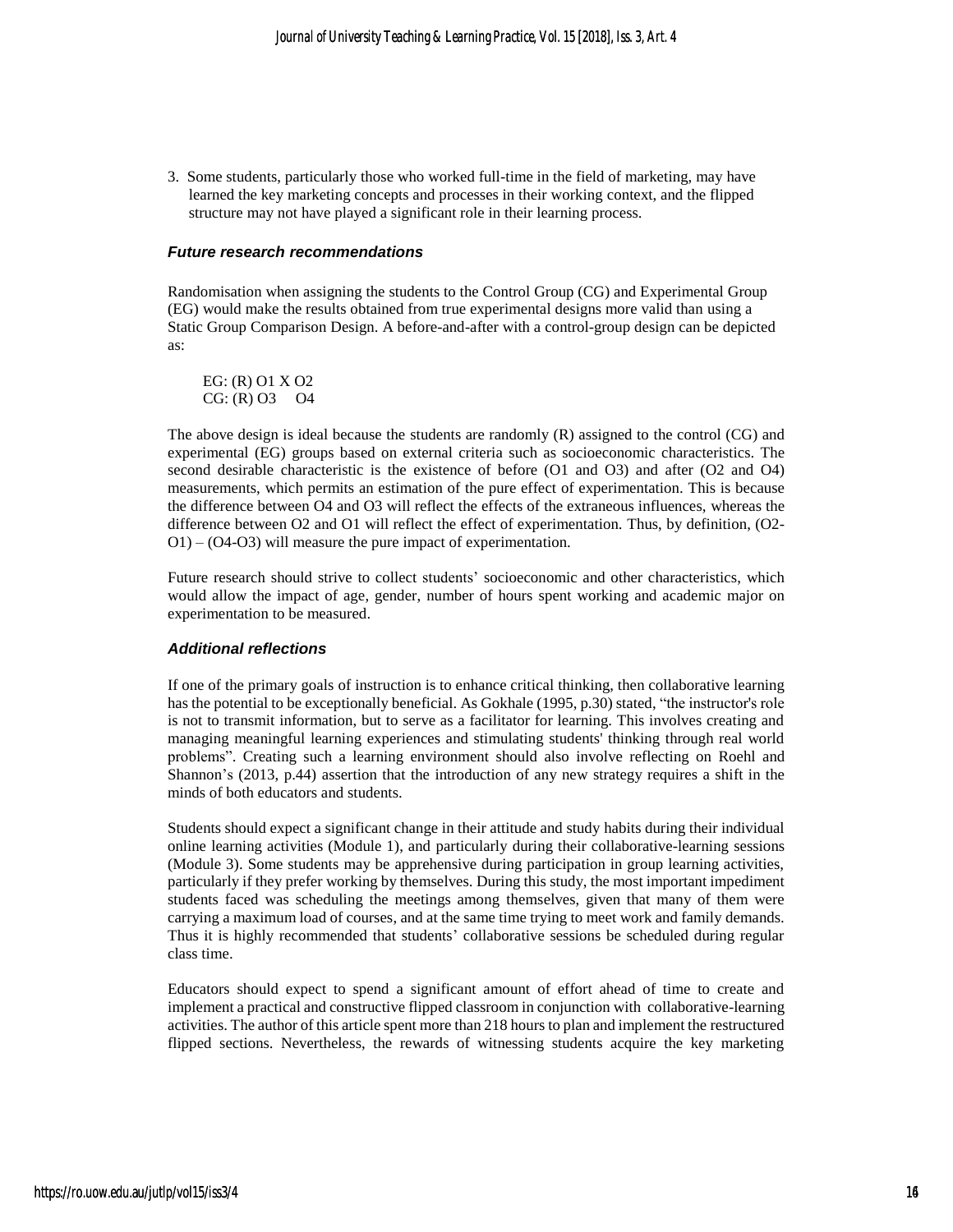3. Some students, particularly those who worked full-time in the field of marketing, may have learned the key marketing concepts and processes in their working context, and the flipped structure may not have played a significant role in their learning process.

### *Future research recommendations*

Randomisation when assigning the students to the Control Group (CG) and Experimental Group (EG) would make the results obtained from true experimental designs more valid than using a Static Group Comparison Design. A before-and-after with a control-group design can be depicted as:

EG: (R) O1 X O2
CG: (R) O3 &nbsp;&nbsp;&nbsp; O4

The above design is ideal because the students are randomly (R) assigned to the control (CG) and experimental (EG) groups based on external criteria such as socioeconomic characteristics. The second desirable characteristic is the existence of before (O1 and O3) and after (O2 and O4) measurements, which permits an estimation of the pure effect of experimentation. This is because the difference between O4 and O3 will reflect the effects of the extraneous influences, whereas the difference between O2 and O1 will reflect the effect of experimentation. Thus, by definition, (O2-O1) – (O4-O3) will measure the pure impact of experimentation.

Future research should strive to collect students' socioeconomic and other characteristics, which would allow the impact of age, gender, number of hours spent working and academic major on experimentation to be measured.

### *Additional reflections*

If one of the primary goals of instruction is to enhance critical thinking, then collaborative learning has the potential to be exceptionally beneficial. As Gokhale (1995, p.30) stated, "the instructor's role is not to transmit information, but to serve as a facilitator for learning. This involves creating and managing meaningful learning experiences and stimulating students' thinking through real world problems". Creating such a learning environment should also involve reflecting on Roehl and Shannon's (2013, p.44) assertion that the introduction of any new strategy requires a shift in the minds of both educators and students.

Students should expect a significant change in their attitude and study habits during their individual online learning activities (Module 1), and particularly during their collaborative-learning sessions (Module 3). Some students may be apprehensive during participation in group learning activities, particularly if they prefer working by themselves. During this study, the most important impediment students faced was scheduling the meetings among themselves, given that many of them were carrying a maximum load of courses, and at the same time trying to meet work and family demands. Thus it is highly recommended that students' collaborative sessions be scheduled during regular class time.

Educators should expect to spend a significant amount of effort ahead of time to create and implement a practical and constructive flipped classroom in conjunction with collaborative-learning activities. The author of this article spent more than 218 hours to plan and implement the restructured flipped sections. Nevertheless, the rewards of witnessing students acquire the key marketing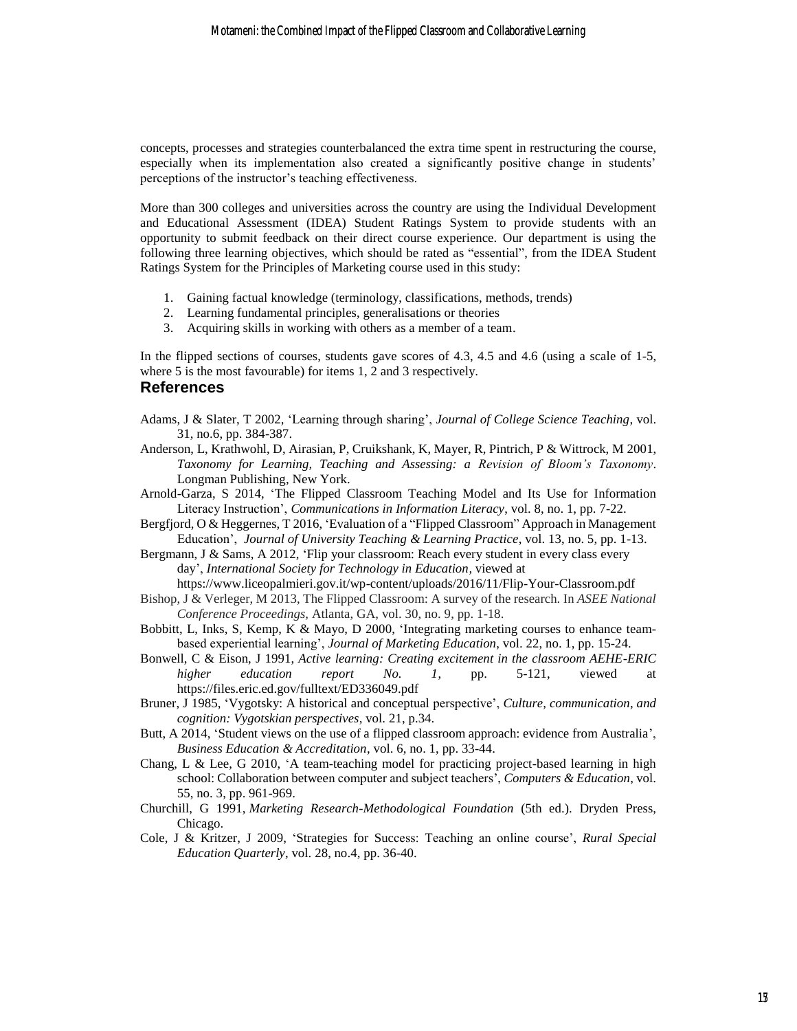concepts, processes and strategies counterbalanced the extra time spent in restructuring the course, especially when its implementation also created a significantly positive change in students' perceptions of the instructor's teaching effectiveness.

More than 300 colleges and universities across the country are using the Individual Development and Educational Assessment (IDEA) Student Ratings System to provide students with an opportunity to submit feedback on their direct course experience. Our department is using the following three learning objectives, which should be rated as "essential", from the IDEA Student Ratings System for the Principles of Marketing course used in this study:

1. Gaining factual knowledge (terminology, classifications, methods, trends)
2. Learning fundamental principles, generalisations or theories
3. Acquiring skills in working with others as a member of a team.

In the flipped sections of courses, students gave scores of 4.3, 4.5 and 4.6 (using a scale of 1-5, where 5 is the most favourable) for items 1, 2 and 3 respectively.

## References

Adams, J & Slater, T 2002, 'Learning through sharing', *Journal of College Science Teaching*, vol. 31, no.6, pp. 384-387.

Anderson, L, Krathwohl, D, Airasian, P, Cruikshank, K, Mayer, R, Pintrich, P & Wittrock, M 2001, *Taxonomy for Learning, Teaching and Assessing: a Revision of Bloom's Taxonomy*. Longman Publishing, New York.

Arnold-Garza, S 2014, 'The Flipped Classroom Teaching Model and Its Use for Information Literacy Instruction', *Communications in Information Literacy*, vol. 8, no. 1, pp. 7-22.

Bergfjord, O & Heggernes, T 2016, 'Evaluation of a "Flipped Classroom" Approach in Management Education', *Journal of University Teaching & Learning Practice*, vol. 13, no. 5, pp. 1-13.

Bergmann, J & Sams, A 2012, 'Flip your classroom: Reach every student in every class every day', *International Society for Technology in Education*, viewed at https://www.liceopalmieri.gov.it/wp-content/uploads/2016/11/Flip-Your-Classroom.pdf

Bishop, J & Verleger, M 2013, The Flipped Classroom: A survey of the research. In *ASEE National Conference Proceedings*, Atlanta, GA, vol. 30, no. 9, pp. 1-18.

Bobbitt, L, Inks, S, Kemp, K & Mayo, D 2000, 'Integrating marketing courses to enhance team-based experiential learning', *Journal of Marketing Education*, vol. 22, no. 1, pp. 15-24.

Bonwell, C & Eison, J 1991, *Active learning: Creating excitement in the classroom AEHE-ERIC higher education report No. 1*, pp. 5-121, viewed at https://files.eric.ed.gov/fulltext/ED336049.pdf

Bruner, J 1985, 'Vygotsky: A historical and conceptual perspective', *Culture, communication, and cognition: Vygotskian perspectives*, vol. 21, p.34.

Butt, A 2014, 'Student views on the use of a flipped classroom approach: evidence from Australia', *Business Education & Accreditation*, vol. 6, no. 1, pp. 33-44.

Chang, L & Lee, G 2010, 'A team-teaching model for practicing project-based learning in high school: Collaboration between computer and subject teachers', *Computers & Education*, vol. 55, no. 3, pp. 961-969.

Churchill, G 1991, *Marketing Research-Methodological Foundation* (5th ed.). Dryden Press, Chicago.

Cole, J & Kritzer, J 2009, 'Strategies for Success: Teaching an online course', *Rural Special Education Quarterly*, vol. 28, no.4, pp. 36-40.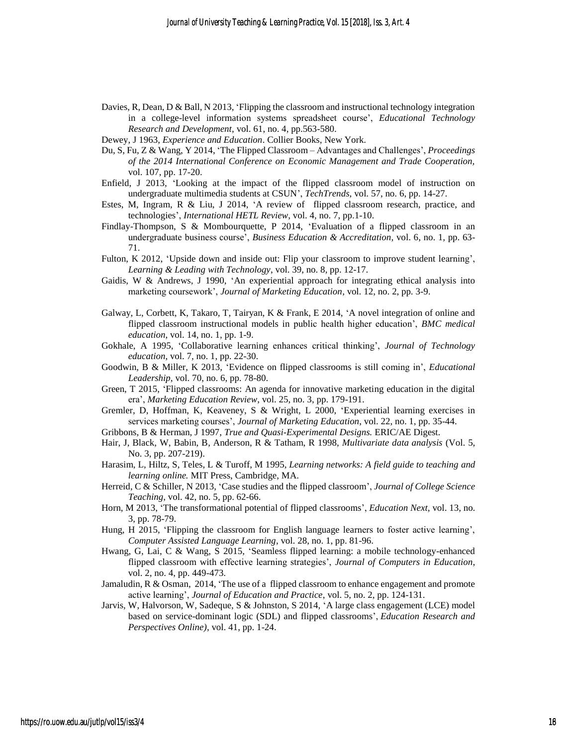Davies, R, Dean, D & Ball, N 2013, 'Flipping the classroom and instructional technology integration in a college-level information systems spreadsheet course', *Educational Technology Research and Development*, vol. 61, no. 4, pp.563-580.

Dewey, J 1963, *Experience and Education*. Collier Books, New York.

Du, S, Fu, Z & Wang, Y 2014, 'The Flipped Classroom – Advantages and Challenges', *Proceedings of the 2014 International Conference on Economic Management and Trade Cooperation*, vol. 107, pp. 17-20.

Enfield, J 2013, 'Looking at the impact of the flipped classroom model of instruction on undergraduate multimedia students at CSUN', *TechTrends*, vol. 57, no. 6, pp. 14-27.

Estes, M, Ingram, R & Liu, J 2014, 'A review of flipped classroom research, practice, and technologies', *International HETL Review*, vol. 4, no. 7, pp.1-10.

Findlay-Thompson, S & Mombourquette, P 2014, 'Evaluation of a flipped classroom in an undergraduate business course', *Business Education & Accreditation*, vol. 6, no. 1, pp. 63-71.

Fulton, K 2012, 'Upside down and inside out: Flip your classroom to improve student learning', *Learning & Leading with Technology*, vol. 39, no. 8, pp. 12-17.

Gaidis, W & Andrews, J 1990, 'An experiential approach for integrating ethical analysis into marketing coursework', *Journal of Marketing Education*, vol. 12, no. 2, pp. 3-9.

Galway, L, Corbett, K, Takaro, T, Tairyan, K & Frank, E 2014, 'A novel integration of online and flipped classroom instructional models in public health higher education', *BMC medical education*, vol. 14, no. 1, pp. 1-9.

Gokhale, A 1995, 'Collaborative learning enhances critical thinking', *Journal of Technology education*, vol. 7, no. 1, pp. 22-30.

Goodwin, B & Miller, K 2013, 'Evidence on flipped classrooms is still coming in', *Educational Leadership*, vol. 70, no. 6, pp. 78-80.

Green, T 2015, 'Flipped classrooms: An agenda for innovative marketing education in the digital era', *Marketing Education Review*, vol. 25, no. 3, pp. 179-191.

Gremler, D, Hoffman, K, Keaveney, S & Wright, L 2000, 'Experiential learning exercises in services marketing courses', *Journal of Marketing Education*, vol. 22, no. 1, pp. 35-44.

Gribbons, B & Herman, J 1997, *True and Quasi-Experimental Designs.* ERIC/AE Digest.

Hair, J, Black, W, Babin, B, Anderson, R & Tatham, R 1998, *Multivariate data analysis* (Vol. 5, No. 3, pp. 207-219).

Harasim, L, Hiltz, S, Teles, L & Turoff, M 1995, *Learning networks: A field guide to teaching and learning online.* MIT Press, Cambridge, MA.

Herreid, C & Schiller, N 2013, 'Case studies and the flipped classroom', *Journal of College Science Teaching*, vol. 42, no. 5, pp. 62-66.

Horn, M 2013, 'The transformational potential of flipped classrooms', *Education Next*, vol. 13, no. 3, pp. 78-79.

Hung, H 2015, 'Flipping the classroom for English language learners to foster active learning', *Computer Assisted Language Learning*, vol. 28, no. 1, pp. 81-96.

Hwang, G, Lai, C & Wang, S 2015, 'Seamless flipped learning: a mobile technology-enhanced flipped classroom with effective learning strategies', *Journal of Computers in Education,* vol. 2, no. 4, pp. 449-473.

Jamaludin, R & Osman, 2014, 'The use of a flipped classroom to enhance engagement and promote active learning', *Journal of Education and Practice*, vol. 5, no. 2, pp. 124-131.

Jarvis, W, Halvorson, W, Sadeque, S & Johnston, S 2014, 'A large class engagement (LCE) model based on service-dominant logic (SDL) and flipped classrooms', *Education Research and Perspectives Online)*, vol. 41, pp. 1-24.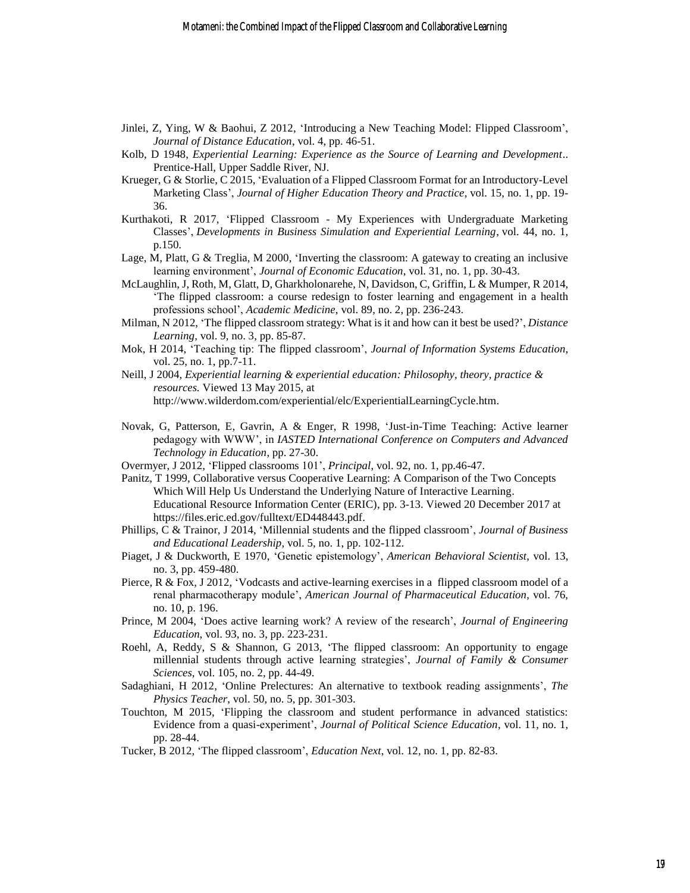Jinlei, Z, Ying, W & Baohui, Z 2012, 'Introducing a New Teaching Model: Flipped Classroom', *Journal of Distance Education*, vol. 4, pp. 46-51.

Kolb, D 1948, *Experiential Learning: Experience as the Source of Learning and Development*.. Prentice-Hall, Upper Saddle River, NJ.

Krueger, G & Storlie, C 2015, 'Evaluation of a Flipped Classroom Format for an Introductory-Level Marketing Class', *Journal of Higher Education Theory and Practice*, vol. 15, no. 1, pp. 19-36.

Kurthakoti, R 2017, 'Flipped Classroom - My Experiences with Undergraduate Marketing Classes', *Developments in Business Simulation and Experiential Learning*, vol. 44, no. 1, p.150.

Lage, M, Platt, G & Treglia, M 2000, 'Inverting the classroom: A gateway to creating an inclusive learning environment', *Journal of Economic Education*, vol. 31, no. 1, pp. 30-43.

McLaughlin, J, Roth, M, Glatt, D, Gharkholonarehe, N, Davidson, C, Griffin, L & Mumper, R 2014, 'The flipped classroom: a course redesign to foster learning and engagement in a health professions school', *Academic Medicine*, vol. 89, no. 2, pp. 236-243.

Milman, N 2012, 'The flipped classroom strategy: What is it and how can it best be used?', *Distance Learning*, vol. 9, no. 3, pp. 85-87.

Mok, H 2014, 'Teaching tip: The flipped classroom', *Journal of Information Systems Education*, vol. 25, no. 1, pp.7-11.

Neill, J 2004, *Experiential learning & experiential education: Philosophy, theory, practice & resources.* Viewed 13 May 2015, at http://www.wilderdom.com/experiential/elc/ExperientialLearningCycle.htm.

Novak, G, Patterson, E, Gavrin, A & Enger, R 1998, 'Just-in-Time Teaching: Active learner pedagogy with WWW', in *IASTED International Conference on Computers and Advanced Technology in Education*, pp. 27-30.

Overmyer, J 2012, 'Flipped classrooms 101', *Principal*, vol. 92, no. 1, pp.46-47.

Panitz, T 1999, Collaborative versus Cooperative Learning: A Comparison of the Two Concepts Which Will Help Us Understand the Underlying Nature of Interactive Learning. Educational Resource Information Center (ERIC), pp. 3-13. Viewed 20 December 2017 at https://files.eric.ed.gov/fulltext/ED448443.pdf.

Phillips, C & Trainor, J 2014, 'Millennial students and the flipped classroom', *Journal of Business and Educational Leadership*, vol. 5, no. 1, pp. 102-112.

Piaget, J & Duckworth, E 1970, 'Genetic epistemology', *American Behavioral Scientist*, vol. 13, no. 3, pp. 459-480.

Pierce, R & Fox, J 2012, 'Vodcasts and active-learning exercises in a flipped classroom model of a renal pharmacotherapy module', *American Journal of Pharmaceutical Education*, vol. 76, no. 10, p. 196.

Prince, M 2004, 'Does active learning work? A review of the research', *Journal of Engineering Education*, vol. 93, no. 3, pp. 223-231.

Roehl, A, Reddy, S & Shannon, G 2013, 'The flipped classroom: An opportunity to engage millennial students through active learning strategies', *Journal of Family & Consumer Sciences*, vol. 105, no. 2, pp. 44-49.

Sadaghiani, H 2012, 'Online Prelectures: An alternative to textbook reading assignments', *The Physics Teacher*, vol. 50, no. 5, pp. 301-303.

Touchton, M 2015, 'Flipping the classroom and student performance in advanced statistics: Evidence from a quasi-experiment', *Journal of Political Science Education*, vol. 11, no. 1, pp. 28-44.

Tucker, B 2012, 'The flipped classroom', *Education Next*, vol. 12, no. 1, pp. 82-83.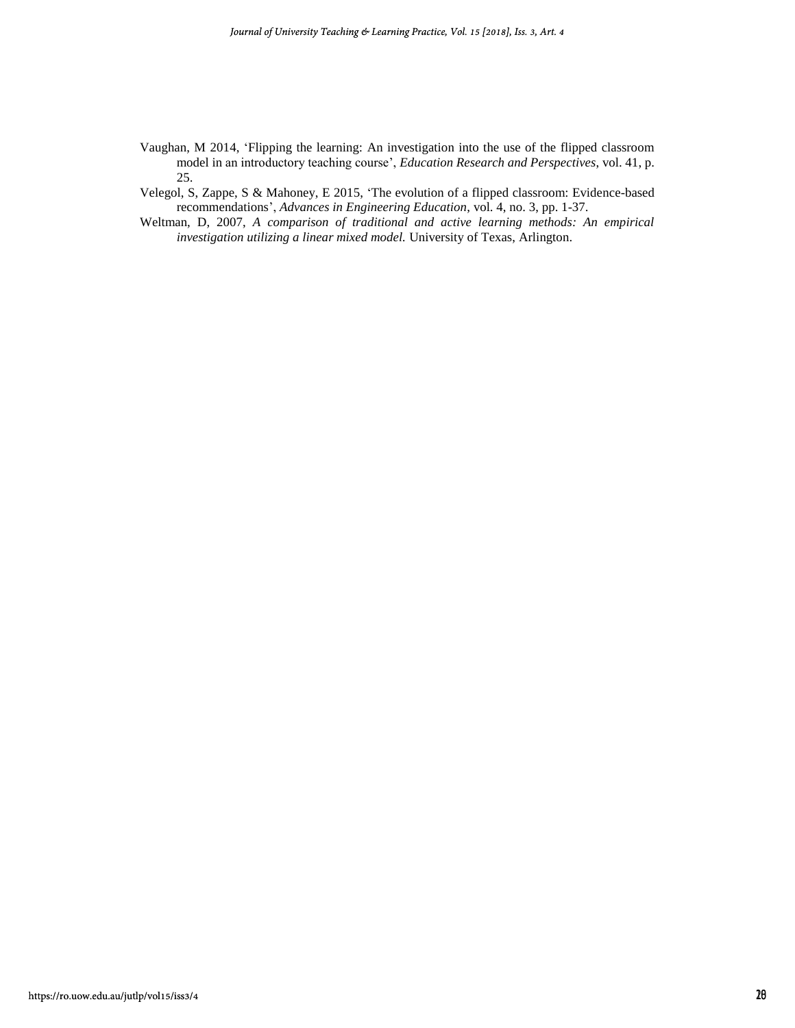Vaughan, M 2014, 'Flipping the learning: An investigation into the use of the flipped classroom model in an introductory teaching course', *Education Research and Perspectives*, vol. 41, p. 25.

Velegol, S, Zappe, S & Mahoney, E 2015, 'The evolution of a flipped classroom: Evidence-based recommendations', *Advances in Engineering Education*, vol. 4, no. 3, pp. 1-37.

Weltman, D, 2007, *A comparison of traditional and active learning methods: An empirical investigation utilizing a linear mixed model.* University of Texas, Arlington.